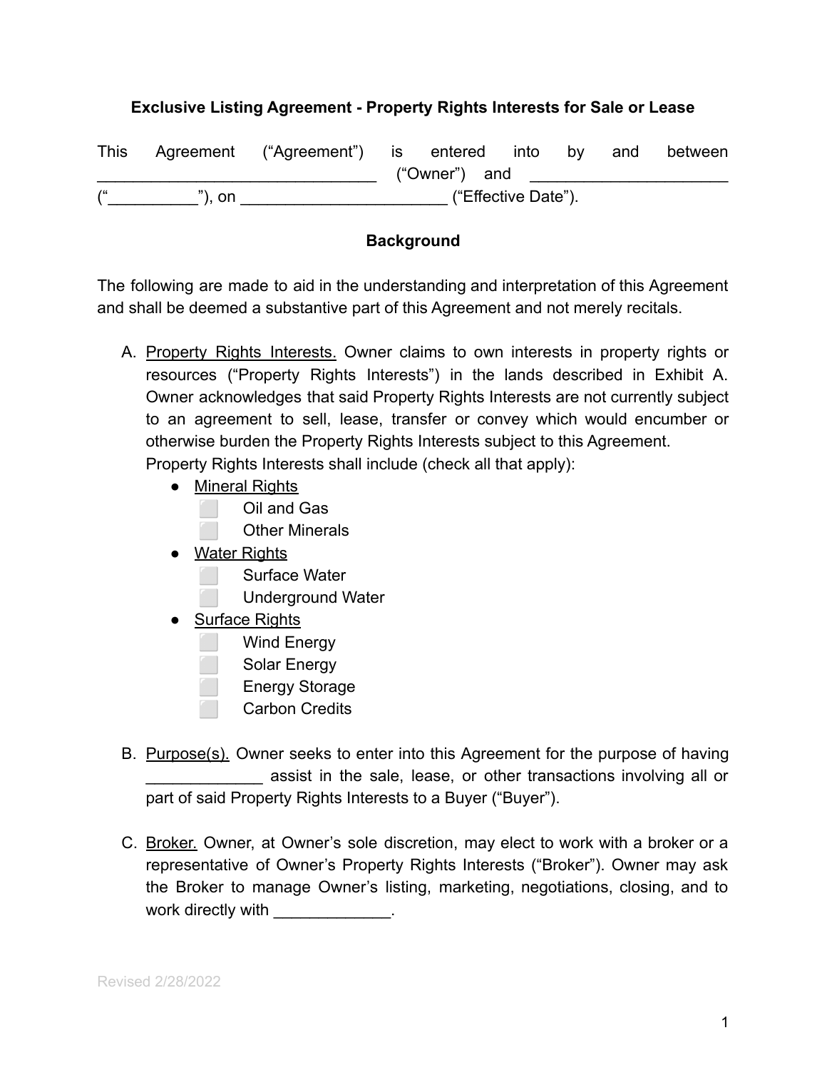**Exclusive Listing Agreement - Property Rights Interests for Sale or Lease**

This Agreement ("Agreement") is entered into by and between ______________________________ ("Owner") and ______________________ ("__________"), on ______________________ ("Effective Date").

**Background**

The following are made to aid in the understanding and interpretation of this Agreement and shall be deemed a substantive part of this Agreement and not merely recitals.

A. Property Rights Interests. Owner claims to own interests in property rights or resources ("Property Rights Interests") in the lands described in Exhibit A. Owner acknowledges that said Property Rights Interests are not currently subject to an agreement to sell, lease, transfer or convey which would encumber or otherwise burden the Property Rights Interests subject to this Agreement. Property Rights Interests shall include (check all that apply):
   - Mineral Rights
     - ⬜ Oil and Gas
     - ⬜ Other Minerals
   - Water Rights
     - ⬜ Surface Water
     - ⬜ Underground Water
   - Surface Rights
     - ⬜ Wind Energy
     - ⬜ Solar Energy
     - ⬜ Energy Storage
     - ⬜ Carbon Credits

B. Purpose(s). Owner seeks to enter into this Agreement for the purpose of having _____________ assist in the sale, lease, or other transactions involving all or part of said Property Rights Interests to a Buyer ("Buyer").

C. Broker. Owner, at Owner's sole discretion, may elect to work with a broker or a representative of Owner's Property Rights Interests ("Broker"). Owner may ask the Broker to manage Owner's listing, marketing, negotiations, closing, and to work directly with _____________.

Revised 2/28/2022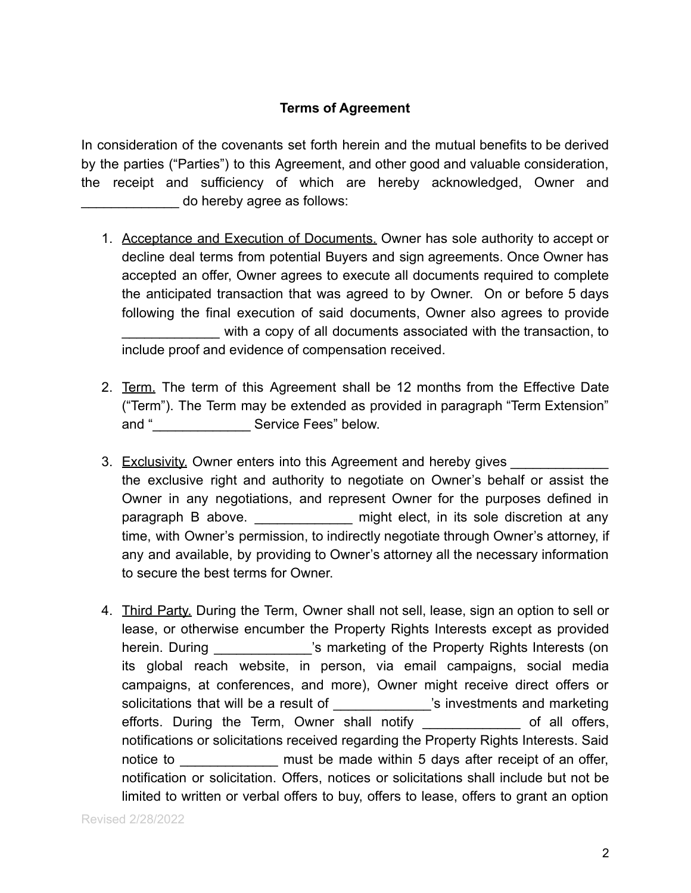## Terms of Agreement

In consideration of the covenants set forth herein and the mutual benefits to be derived by the parties ("Parties") to this Agreement, and other good and valuable consideration, the receipt and sufficiency of which are hereby acknowledged, Owner and _____________ do hereby agree as follows:

1. Acceptance and Execution of Documents. Owner has sole authority to accept or decline deal terms from potential Buyers and sign agreements. Once Owner has accepted an offer, Owner agrees to execute all documents required to complete the anticipated transaction that was agreed to by Owner. On or before 5 days following the final execution of said documents, Owner also agrees to provide _____________ with a copy of all documents associated with the transaction, to include proof and evidence of compensation received.

2. Term. The term of this Agreement shall be 12 months from the Effective Date ("Term"). The Term may be extended as provided in paragraph "Term Extension" and "_____________ Service Fees" below.

3. Exclusivity. Owner enters into this Agreement and hereby gives _____________ the exclusive right and authority to negotiate on Owner's behalf or assist the Owner in any negotiations, and represent Owner for the purposes defined in paragraph B above. _____________ might elect, in its sole discretion at any time, with Owner's permission, to indirectly negotiate through Owner's attorney, if any and available, by providing to Owner's attorney all the necessary information to secure the best terms for Owner.

4. Third Party. During the Term, Owner shall not sell, lease, sign an option to sell or lease, or otherwise encumber the Property Rights Interests except as provided herein. During _____________'s marketing of the Property Rights Interests (on its global reach website, in person, via email campaigns, social media campaigns, at conferences, and more), Owner might receive direct offers or solicitations that will be a result of _____________'s investments and marketing efforts. During the Term, Owner shall notify _____________ of all offers, notifications or solicitations received regarding the Property Rights Interests. Said notice to _____________ must be made within 5 days after receipt of an offer, notification or solicitation. Offers, notices or solicitations shall include but not be limited to written or verbal offers to buy, offers to lease, offers to grant an option

Revised 2/28/2022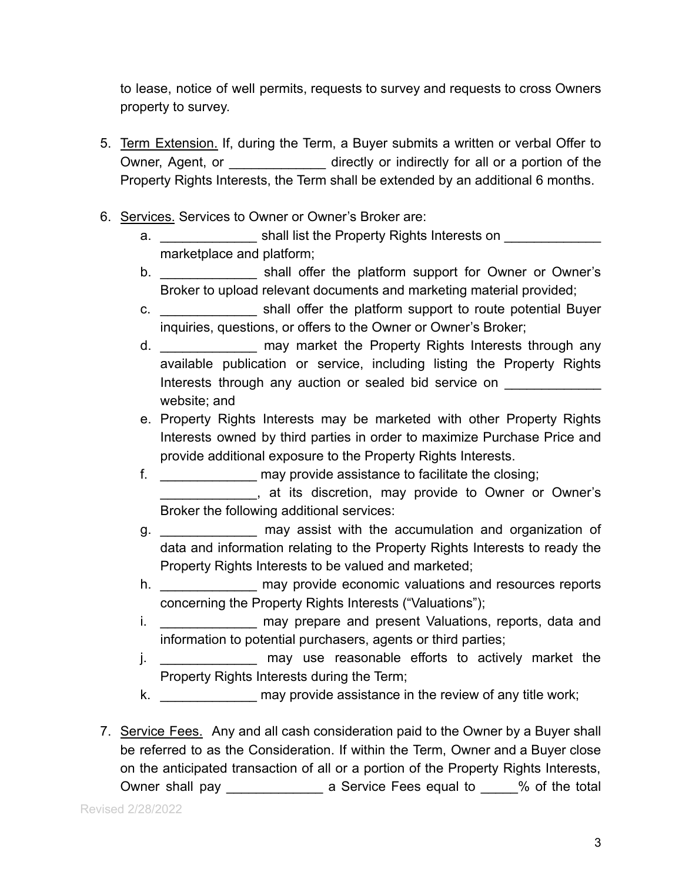to lease, notice of well permits, requests to survey and requests to cross Owners property to survey.

5. <u>Term Extension.</u> If, during the Term, a Buyer submits a written or verbal Offer to Owner, Agent, or _____________ directly or indirectly for all or a portion of the Property Rights Interests, the Term shall be extended by an additional 6 months.

6. <u>Services.</u> Services to Owner or Owner's Broker are:
   a. _____________ shall list the Property Rights Interests on _____________ marketplace and platform;
   b. _____________ shall offer the platform support for Owner or Owner's Broker to upload relevant documents and marketing material provided;
   c. _____________ shall offer the platform support to route potential Buyer inquiries, questions, or offers to the Owner or Owner's Broker;
   d. _____________ may market the Property Rights Interests through any available publication or service, including listing the Property Rights Interests through any auction or sealed bid service on _____________ website; and
   e. Property Rights Interests may be marketed with other Property Rights Interests owned by third parties in order to maximize Purchase Price and provide additional exposure to the Property Rights Interests.
   f. _____________ may provide assistance to facilitate the closing;
   _____________, at its discretion, may provide to Owner or Owner's Broker the following additional services:
   g. _____________ may assist with the accumulation and organization of data and information relating to the Property Rights Interests to ready the Property Rights Interests to be valued and marketed;
   h. _____________ may provide economic valuations and resources reports concerning the Property Rights Interests ("Valuations");
   i. _____________ may prepare and present Valuations, reports, data and information to potential purchasers, agents or third parties;
   j. _____________ may use reasonable efforts to actively market the Property Rights Interests during the Term;
   k. _____________ may provide assistance in the review of any title work;

7. <u>Service Fees.</u> Any and all cash consideration paid to the Owner by a Buyer shall be referred to as the Consideration. If within the Term, Owner and a Buyer close on the anticipated transaction of all or a portion of the Property Rights Interests, Owner shall pay _____________ a Service Fees equal to _____% of the total

Revised 2/28/2022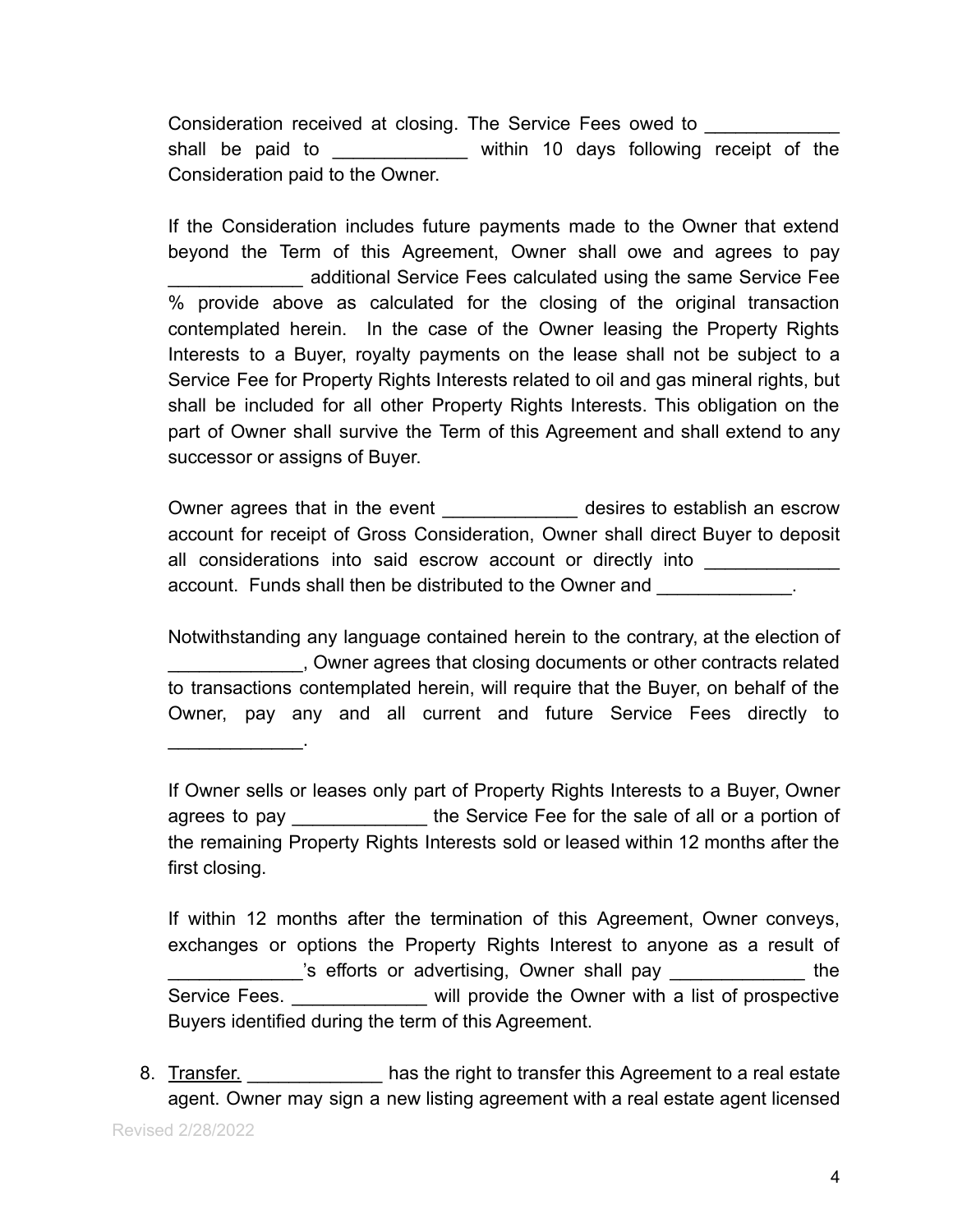Consideration received at closing. The Service Fees owed to _____________ shall be paid to _____________ within 10 days following receipt of the Consideration paid to the Owner.

If the Consideration includes future payments made to the Owner that extend beyond the Term of this Agreement, Owner shall owe and agrees to pay _____________ additional Service Fees calculated using the same Service Fee % provide above as calculated for the closing of the original transaction contemplated herein. In the case of the Owner leasing the Property Rights Interests to a Buyer, royalty payments on the lease shall not be subject to a Service Fee for Property Rights Interests related to oil and gas mineral rights, but shall be included for all other Property Rights Interests. This obligation on the part of Owner shall survive the Term of this Agreement and shall extend to any successor or assigns of Buyer.

Owner agrees that in the event _____________ desires to establish an escrow account for receipt of Gross Consideration, Owner shall direct Buyer to deposit all considerations into said escrow account or directly into _____________ account. Funds shall then be distributed to the Owner and _____________.

Notwithstanding any language contained herein to the contrary, at the election of _____________, Owner agrees that closing documents or other contracts related to transactions contemplated herein, will require that the Buyer, on behalf of the Owner, pay any and all current and future Service Fees directly to _____________.

If Owner sells or leases only part of Property Rights Interests to a Buyer, Owner agrees to pay _____________ the Service Fee for the sale of all or a portion of the remaining Property Rights Interests sold or leased within 12 months after the first closing.

If within 12 months after the termination of this Agreement, Owner conveys, exchanges or options the Property Rights Interest to anyone as a result of _____________'s efforts or advertising, Owner shall pay _____________ the Service Fees. _____________ will provide the Owner with a list of prospective Buyers identified during the term of this Agreement.

8. Transfer. _____________ has the right to transfer this Agreement to a real estate agent. Owner may sign a new listing agreement with a real estate agent licensed

Revised 2/28/2022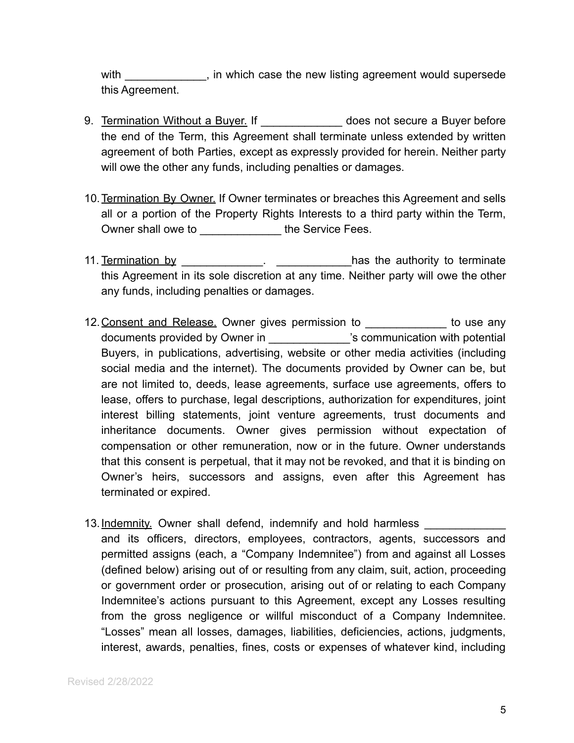with _____________, in which case the new listing agreement would supersede this Agreement.

9. Termination Without a Buyer. If _____________ does not secure a Buyer before the end of the Term, this Agreement shall terminate unless extended by written agreement of both Parties, except as expressly provided for herein. Neither party will owe the other any funds, including penalties or damages.

10. Termination By Owner. If Owner terminates or breaches this Agreement and sells all or a portion of the Property Rights Interests to a third party within the Term, Owner shall owe to _____________ the Service Fees.

11. Termination by _____________. ____________has the authority to terminate this Agreement in its sole discretion at any time. Neither party will owe the other any funds, including penalties or damages.

12. Consent and Release. Owner gives permission to _____________ to use any documents provided by Owner in _____________'s communication with potential Buyers, in publications, advertising, website or other media activities (including social media and the internet). The documents provided by Owner can be, but are not limited to, deeds, lease agreements, surface use agreements, offers to lease, offers to purchase, legal descriptions, authorization for expenditures, joint interest billing statements, joint venture agreements, trust documents and inheritance documents. Owner gives permission without expectation of compensation or other remuneration, now or in the future. Owner understands that this consent is perpetual, that it may not be revoked, and that it is binding on Owner's heirs, successors and assigns, even after this Agreement has terminated or expired.

13. Indemnity. Owner shall defend, indemnify and hold harmless _____________ and its officers, directors, employees, contractors, agents, successors and permitted assigns (each, a "Company Indemnitee") from and against all Losses (defined below) arising out of or resulting from any claim, suit, action, proceeding or government order or prosecution, arising out of or relating to each Company Indemnitee's actions pursuant to this Agreement, except any Losses resulting from the gross negligence or willful misconduct of a Company Indemnitee. "Losses" mean all losses, damages, liabilities, deficiencies, actions, judgments, interest, awards, penalties, fines, costs or expenses of whatever kind, including

Revised 2/28/2022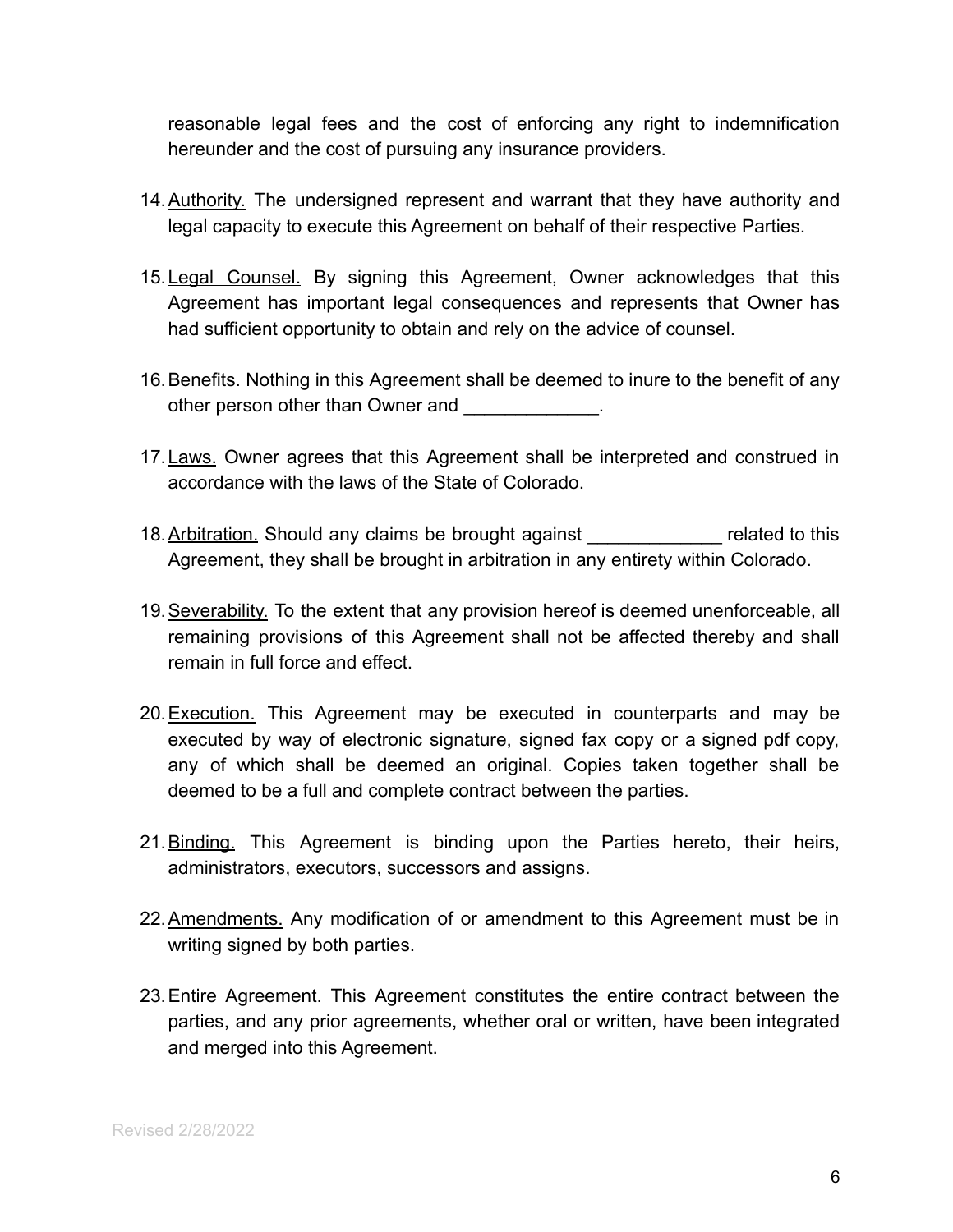reasonable legal fees and the cost of enforcing any right to indemnification hereunder and the cost of pursuing any insurance providers.

14. Authority. The undersigned represent and warrant that they have authority and legal capacity to execute this Agreement on behalf of their respective Parties.

15. Legal Counsel. By signing this Agreement, Owner acknowledges that this Agreement has important legal consequences and represents that Owner has had sufficient opportunity to obtain and rely on the advice of counsel.

16. Benefits. Nothing in this Agreement shall be deemed to inure to the benefit of any other person other than Owner and _____________.

17. Laws. Owner agrees that this Agreement shall be interpreted and construed in accordance with the laws of the State of Colorado.

18. Arbitration. Should any claims be brought against _____________ related to this Agreement, they shall be brought in arbitration in any entirety within Colorado.

19. Severability. To the extent that any provision hereof is deemed unenforceable, all remaining provisions of this Agreement shall not be affected thereby and shall remain in full force and effect.

20. Execution. This Agreement may be executed in counterparts and may be executed by way of electronic signature, signed fax copy or a signed pdf copy, any of which shall be deemed an original. Copies taken together shall be deemed to be a full and complete contract between the parties.

21. Binding. This Agreement is binding upon the Parties hereto, their heirs, administrators, executors, successors and assigns.

22. Amendments. Any modification of or amendment to this Agreement must be in writing signed by both parties.

23. Entire Agreement. This Agreement constitutes the entire contract between the parties, and any prior agreements, whether oral or written, have been integrated and merged into this Agreement.

Revised 2/28/2022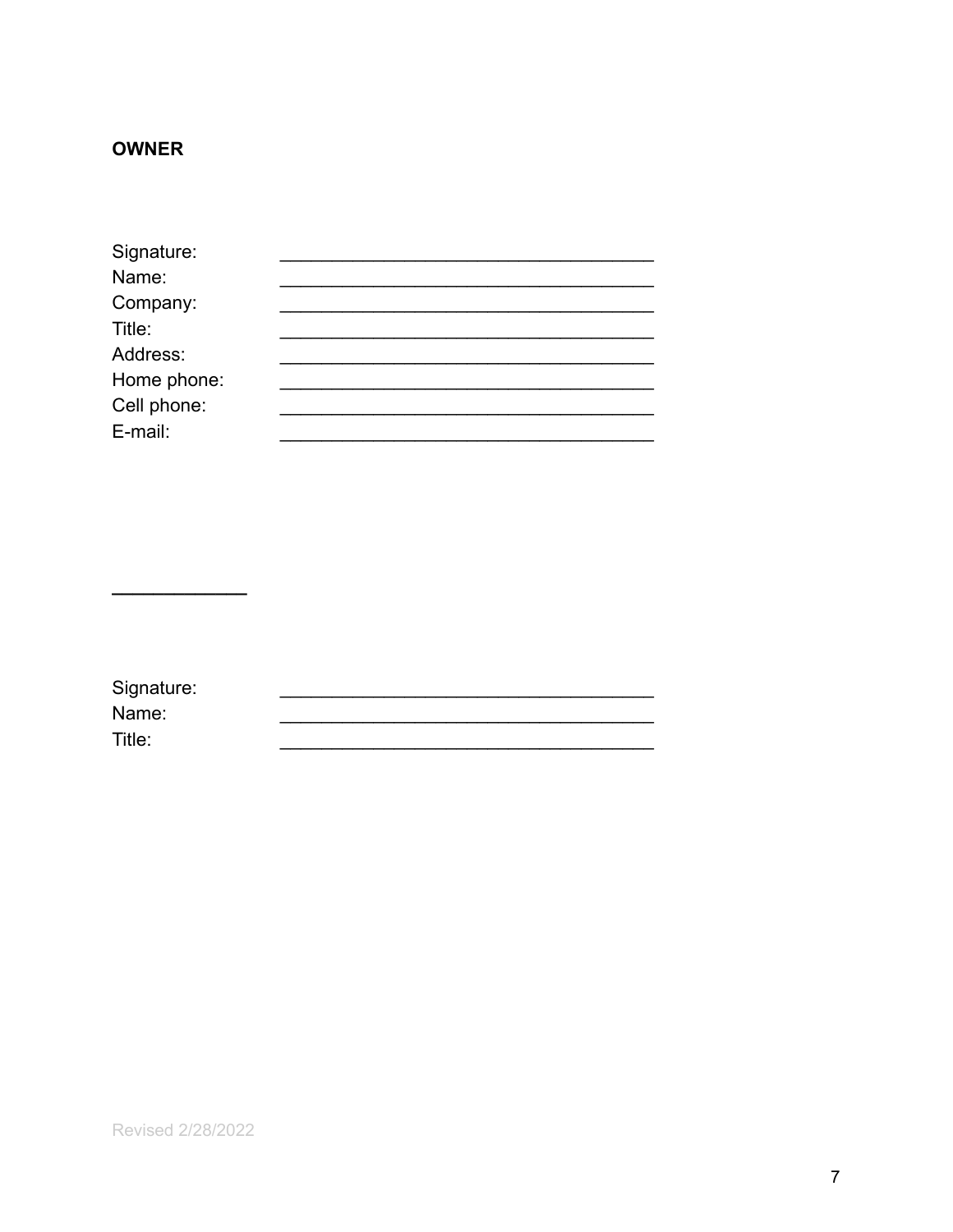**OWNER**

Signature: \_\_\_\_\_\_\_\_\_\_\_\_\_\_\_\_\_\_\_\_\_\_\_\_\_\_\_\_\_\_\_\_\_\_\_\_

Name: \_\_\_\_\_\_\_\_\_\_\_\_\_\_\_\_\_\_\_\_\_\_\_\_\_\_\_\_\_\_\_\_\_\_\_\_

Company: \_\_\_\_\_\_\_\_\_\_\_\_\_\_\_\_\_\_\_\_\_\_\_\_\_\_\_\_\_\_\_\_\_\_\_\_

Title: \_\_\_\_\_\_\_\_\_\_\_\_\_\_\_\_\_\_\_\_\_\_\_\_\_\_\_\_\_\_\_\_\_\_\_\_

Address: \_\_\_\_\_\_\_\_\_\_\_\_\_\_\_\_\_\_\_\_\_\_\_\_\_\_\_\_\_\_\_\_\_\_\_\_

Home phone: \_\_\_\_\_\_\_\_\_\_\_\_\_\_\_\_\_\_\_\_\_\_\_\_\_\_\_\_\_\_\_\_\_\_\_\_

Cell phone: \_\_\_\_\_\_\_\_\_\_\_\_\_\_\_\_\_\_\_\_\_\_\_\_\_\_\_\_\_\_\_\_\_\_\_\_

E-mail: \_\_\_\_\_\_\_\_\_\_\_\_\_\_\_\_\_\_\_\_\_\_\_\_\_\_\_\_\_\_\_\_\_\_\_\_

\_\_\_\_\_\_\_\_\_\_\_\_\_\_

Signature: \_\_\_\_\_\_\_\_\_\_\_\_\_\_\_\_\_\_\_\_\_\_\_\_\_\_\_\_\_\_\_\_\_\_\_\_

Name: \_\_\_\_\_\_\_\_\_\_\_\_\_\_\_\_\_\_\_\_\_\_\_\_\_\_\_\_\_\_\_\_\_\_\_\_

Title: \_\_\_\_\_\_\_\_\_\_\_\_\_\_\_\_\_\_\_\_\_\_\_\_\_\_\_\_\_\_\_\_\_\_\_\_

Revised 2/28/2022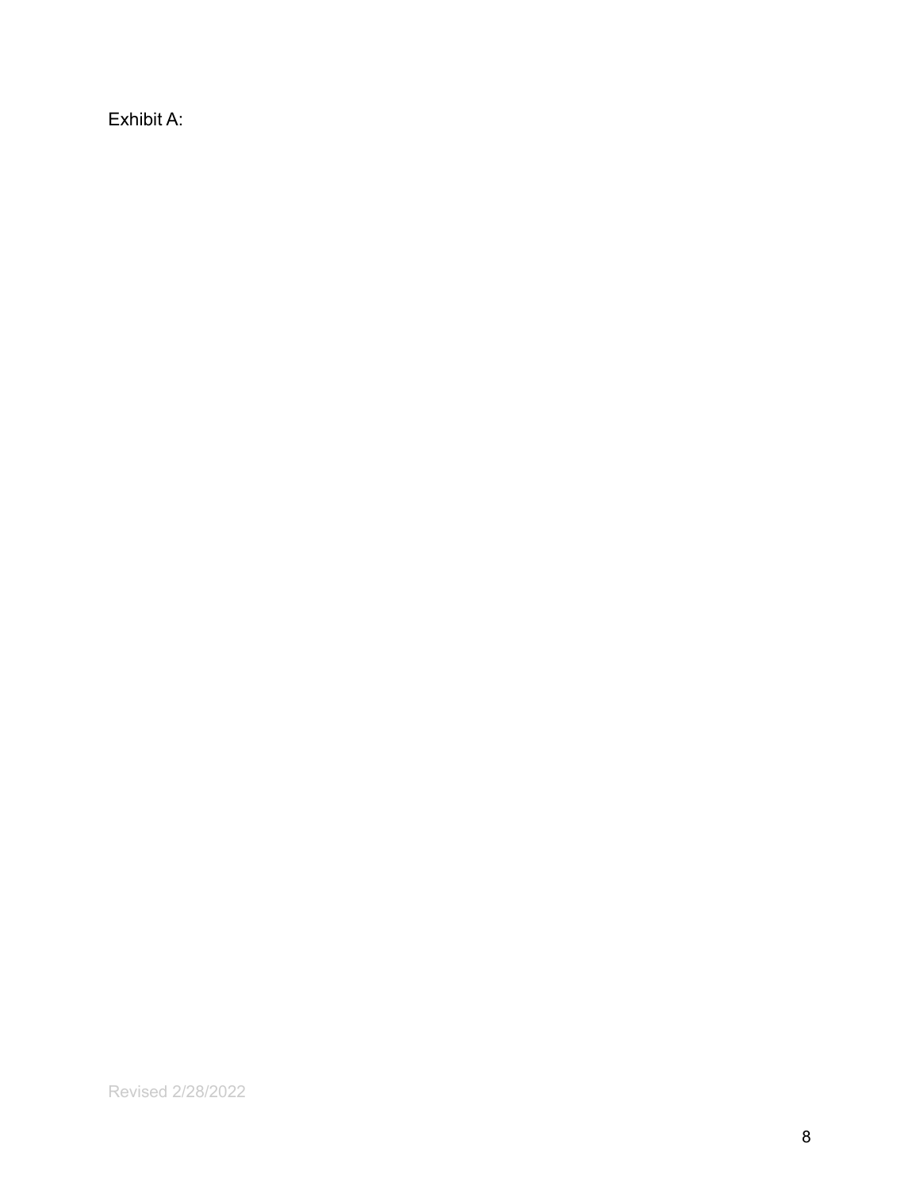Exhibit A:

Revised 2/28/2022